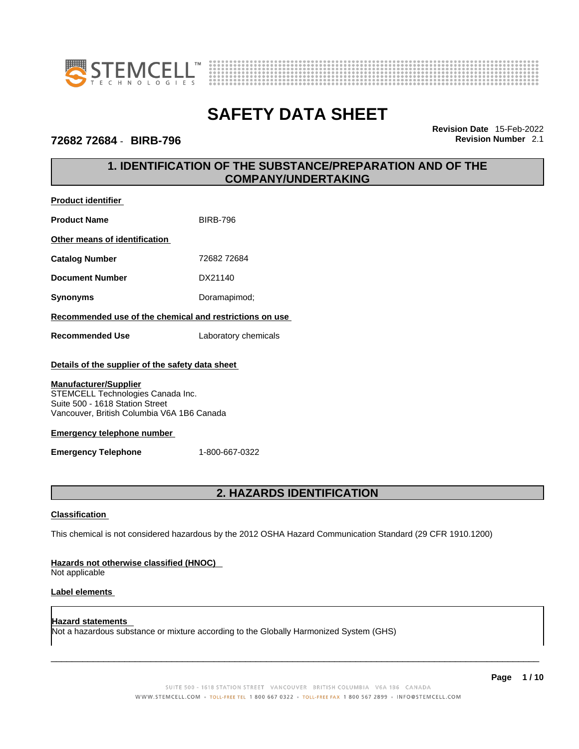# SAFETY DATA SHEET

**72682 72684 - BIRB-796**

**Revision Date** 15-Feb-2022
**Revision Number** 2.1

## 1. IDENTIFICATION OF THE SUBSTANCE/PREPARATION AND OF THE COMPANY/UNDERTAKING

**Product identifier**

| | |
|---|---|
| **Product Name** | BIRB-796 |

**Other means of identification**

| | |
|---|---|
| **Catalog Number** | 72682 72684 |
| **Document Number** | DX21140 |
| **Synonyms** | Doramapimod; |

**Recommended use of the chemical and restrictions on use**

| | |
|---|---|
| **Recommended Use** | Laboratory chemicals |

**Details of the supplier of the safety data sheet**

**Manufacturer/Supplier**
STEMCELL Technologies Canada Inc.
Suite 500 - 1618 Station Street
Vancouver, British Columbia V6A 1B6 Canada

**Emergency telephone number**

| | |
|---|---|
| **Emergency Telephone** | 1-800-667-0322 |

## 2. HAZARDS IDENTIFICATION

**Classification**

This chemical is not considered hazardous by the 2012 OSHA Hazard Communication Standard (29 CFR 1910.1200)

**Hazards not otherwise classified (HNOC)**
Not applicable

**Label elements**

**Hazard statements**
Not a hazardous substance or mixture according to the Globally Harmonized System (GHS)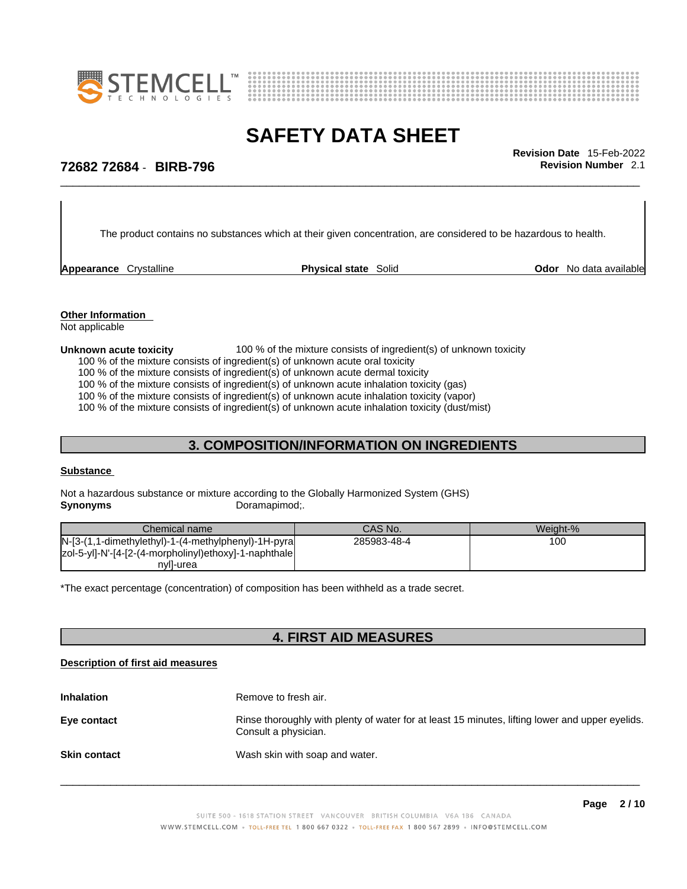The product contains no substances which at their given concentration, are considered to be hazardous to health.

**Appearance** Crystalline **Physical state** Solid **Odor** No data available

**Other Information**
Not applicable

**Unknown acute toxicity** 100 % of the mixture consists of ingredient(s) of unknown toxicity
100 % of the mixture consists of ingredient(s) of unknown acute oral toxicity
100 % of the mixture consists of ingredient(s) of unknown acute dermal toxicity
100 % of the mixture consists of ingredient(s) of unknown acute inhalation toxicity (gas)
100 % of the mixture consists of ingredient(s) of unknown acute inhalation toxicity (vapor)
100 % of the mixture consists of ingredient(s) of unknown acute inhalation toxicity (dust/mist)

## 3. COMPOSITION/INFORMATION ON INGREDIENTS

**Substance**

Not a hazardous substance or mixture according to the Globally Harmonized System (GHS)
**Synonyms** Doramapimod;.

| Chemical name | CAS No. | Weight-% |
|---|---|---|
| N-[3-(1,1-dimethylethyl)-1-(4-methylphenyl)-1H-pyrazol-5-yl]-N'-[4-[2-(4-morpholinyl)ethoxy]-1-naphthalenyl]-urea | 285983-48-4 | 100 |

*The exact percentage (concentration) of composition has been withheld as a trade secret.

## 4. FIRST AID MEASURES

**Description of first aid measures**

**Inhalation** Remove to fresh air.

**Eye contact** Rinse thoroughly with plenty of water for at least 15 minutes, lifting lower and upper eyelids. Consult a physician.

**Skin contact** Wash skin with soap and water.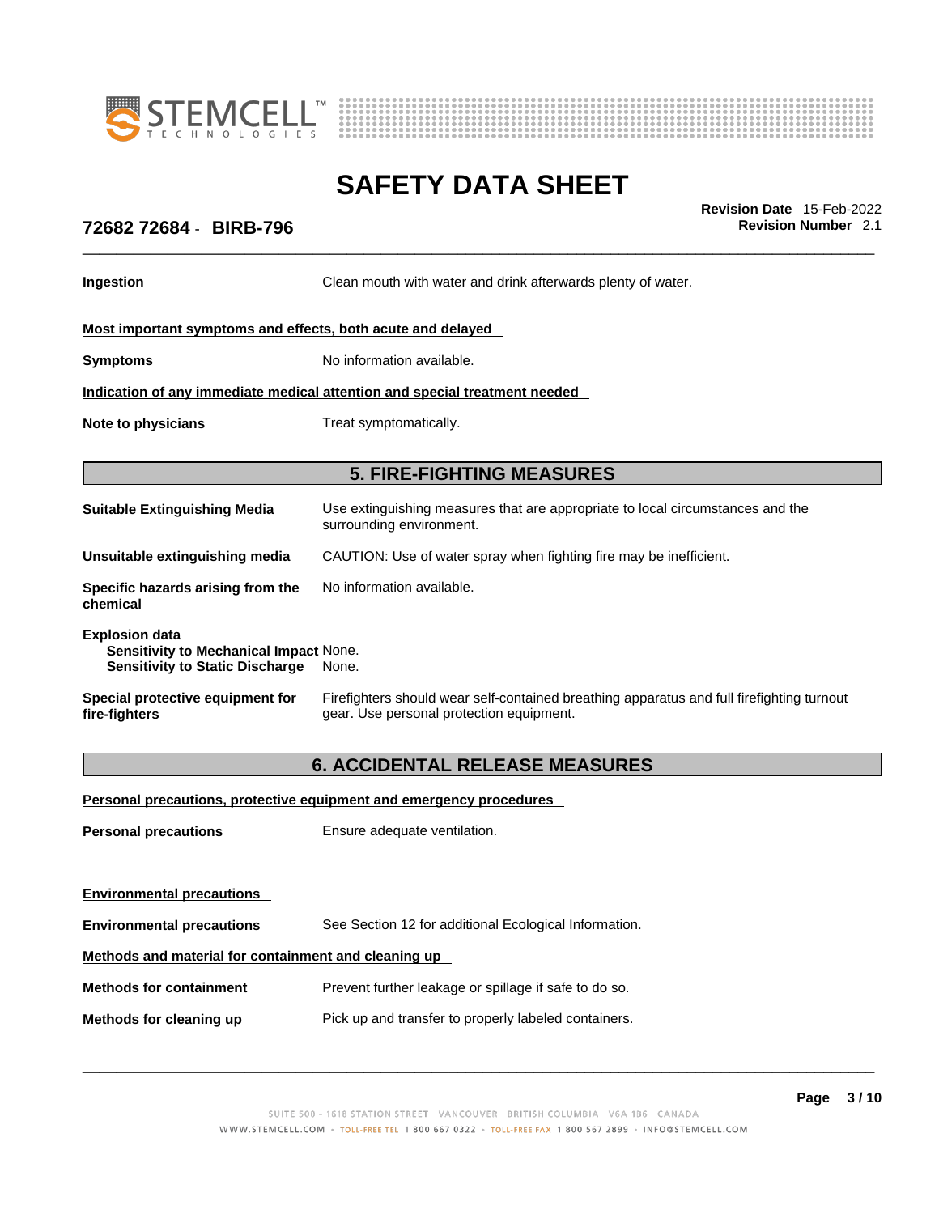| | |
|---|---|
| **Ingestion** | Clean mouth with water and drink afterwards plenty of water. |

**Most important symptoms and effects, both acute and delayed**

| | |
|---|---|
| **Symptoms** | No information available. |

**Indication of any immediate medical attention and special treatment needed**

| | |
|---|---|
| **Note to physicians** | Treat symptomatically. |

## 5. FIRE-FIGHTING MEASURES

| | |
|---|---|
| **Suitable Extinguishing Media** | Use extinguishing measures that are appropriate to local circumstances and the surrounding environment. |
| **Unsuitable extinguishing media** | CAUTION: Use of water spray when fighting fire may be inefficient. |
| **Specific hazards arising from the chemical** | No information available. |

**Explosion data**

| | |
|---|---|
| **Sensitivity to Mechanical Impact** | None. |
| **Sensitivity to Static Discharge** | None. |

| | |
|---|---|
| **Special protective equipment for fire-fighters** | Firefighters should wear self-contained breathing apparatus and full firefighting turnout gear. Use personal protection equipment. |

## 6. ACCIDENTAL RELEASE MEASURES

**Personal precautions, protective equipment and emergency procedures**

| | |
|---|---|
| **Personal precautions** | Ensure adequate ventilation. |

**Environmental precautions**

| | |
|---|---|
| **Environmental precautions** | See Section 12 for additional Ecological Information. |

**Methods and material for containment and cleaning up**

| | |
|---|---|
| **Methods for containment** | Prevent further leakage or spillage if safe to do so. |
| **Methods for cleaning up** | Pick up and transfer to properly labeled containers. |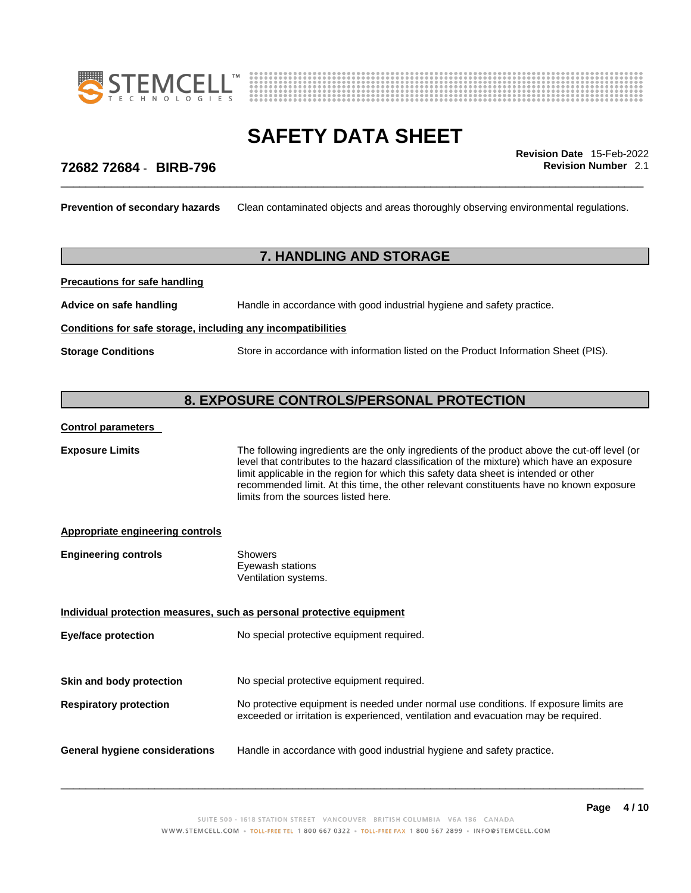**Prevention of secondary hazards** Clean contaminated objects and areas thoroughly observing environmental regulations.

## 7. HANDLING AND STORAGE

**Precautions for safe handling**

**Advice on safe handling** Handle in accordance with good industrial hygiene and safety practice.

**Conditions for safe storage, including any incompatibilities**

**Storage Conditions** Store in accordance with information listed on the Product Information Sheet (PIS).

## 8. EXPOSURE CONTROLS/PERSONAL PROTECTION

**Control parameters**

**Exposure Limits** The following ingredients are the only ingredients of the product above the cut-off level (or level that contributes to the hazard classification of the mixture) which have an exposure limit applicable in the region for which this safety data sheet is intended or other recommended limit. At this time, the other relevant constituents have no known exposure limits from the sources listed here.

**Appropriate engineering controls**

**Engineering controls** Showers
Eyewash stations
Ventilation systems.

**Individual protection measures, such as personal protective equipment**

**Eye/face protection** No special protective equipment required.

**Skin and body protection** No special protective equipment required.

**Respiratory protection** No protective equipment is needed under normal use conditions. If exposure limits are exceeded or irritation is experienced, ventilation and evacuation may be required.

**General hygiene considerations** Handle in accordance with good industrial hygiene and safety practice.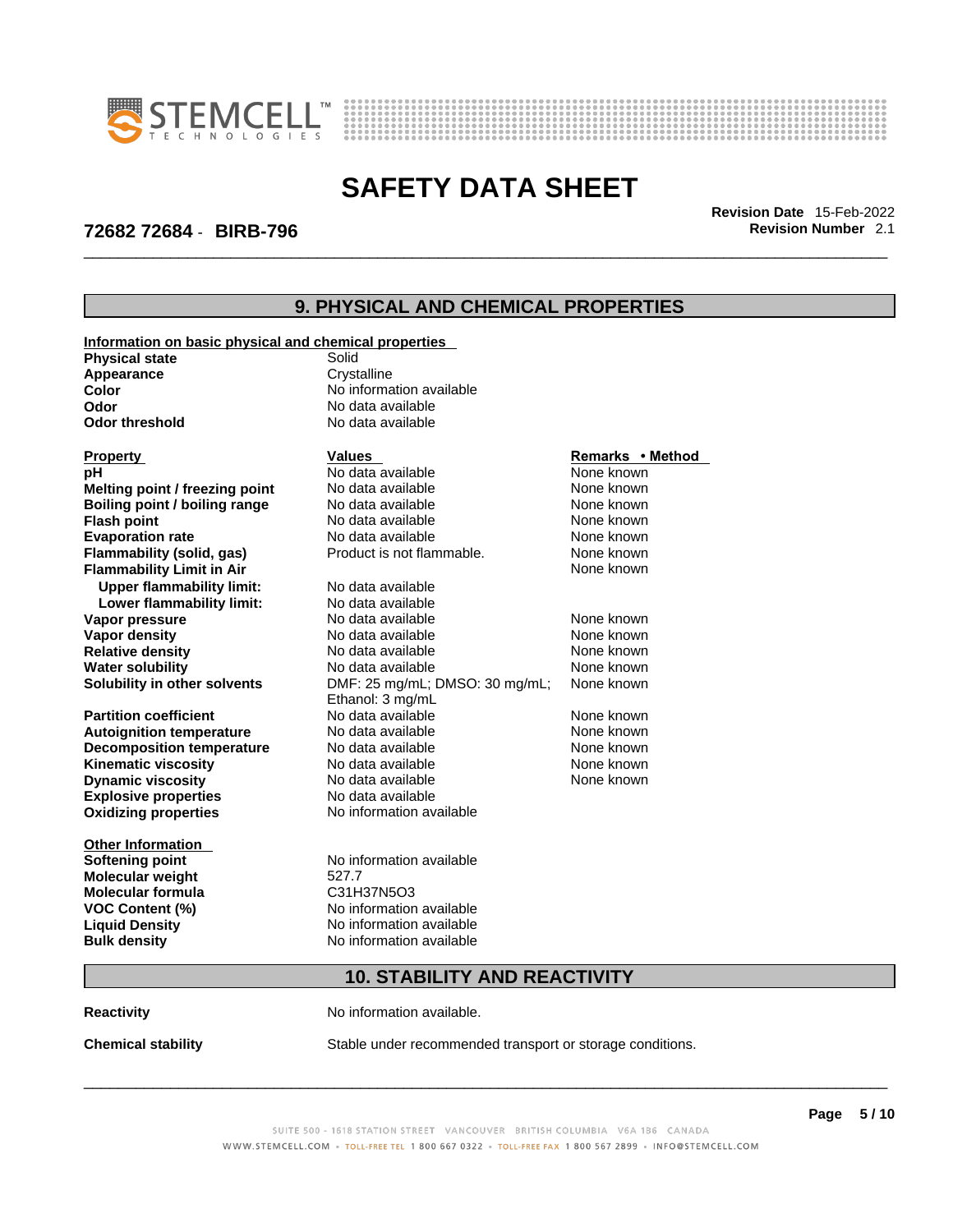## 9. PHYSICAL AND CHEMICAL PROPERTIES

**Information on basic physical and chemical properties**

| | |
|---|---|
| **Physical state** | Solid |
| **Appearance** | Crystalline |
| **Color** | No information available |
| **Odor** | No data available |
| **Odor threshold** | No data available |

| Property | Values | Remarks • Method |
|---|---|---|
| **pH** | No data available | None known |
| **Melting point / freezing point** | No data available | None known |
| **Boiling point / boiling range** | No data available | None known |
| **Flash point** | No data available | None known |
| **Evaporation rate** | No data available | None known |
| **Flammability (solid, gas)** | Product is not flammable. | None known |
| **Flammability Limit in Air** | | None known |
| **Upper flammability limit:** | No data available | |
| **Lower flammability limit:** | No data available | |
| **Vapor pressure** | No data available | None known |
| **Vapor density** | No data available | None known |
| **Relative density** | No data available | None known |
| **Water solubility** | No data available | None known |
| **Solubility in other solvents** | DMF: 25 mg/mL; DMSO: 30 mg/mL; Ethanol: 3 mg/mL | None known |
| **Partition coefficient** | No data available | None known |
| **Autoignition temperature** | No data available | None known |
| **Decomposition temperature** | No data available | None known |
| **Kinematic viscosity** | No data available | None known |
| **Dynamic viscosity** | No data available | None known |
| **Explosive properties** | No data available | |
| **Oxidizing properties** | No information available | |

**Other Information**

| | |
|---|---|
| **Softening point** | No information available |
| **Molecular weight** | 527.7 |
| **Molecular formula** | $C_{31}H_{37}N_5O_3$ |
| **VOC Content (%)** | No information available |
| **Liquid Density** | No information available |
| **Bulk density** | No information available |

## 10. STABILITY AND REACTIVITY

**Reactivity** No information available.

**Chemical stability** Stable under recommended transport or storage conditions.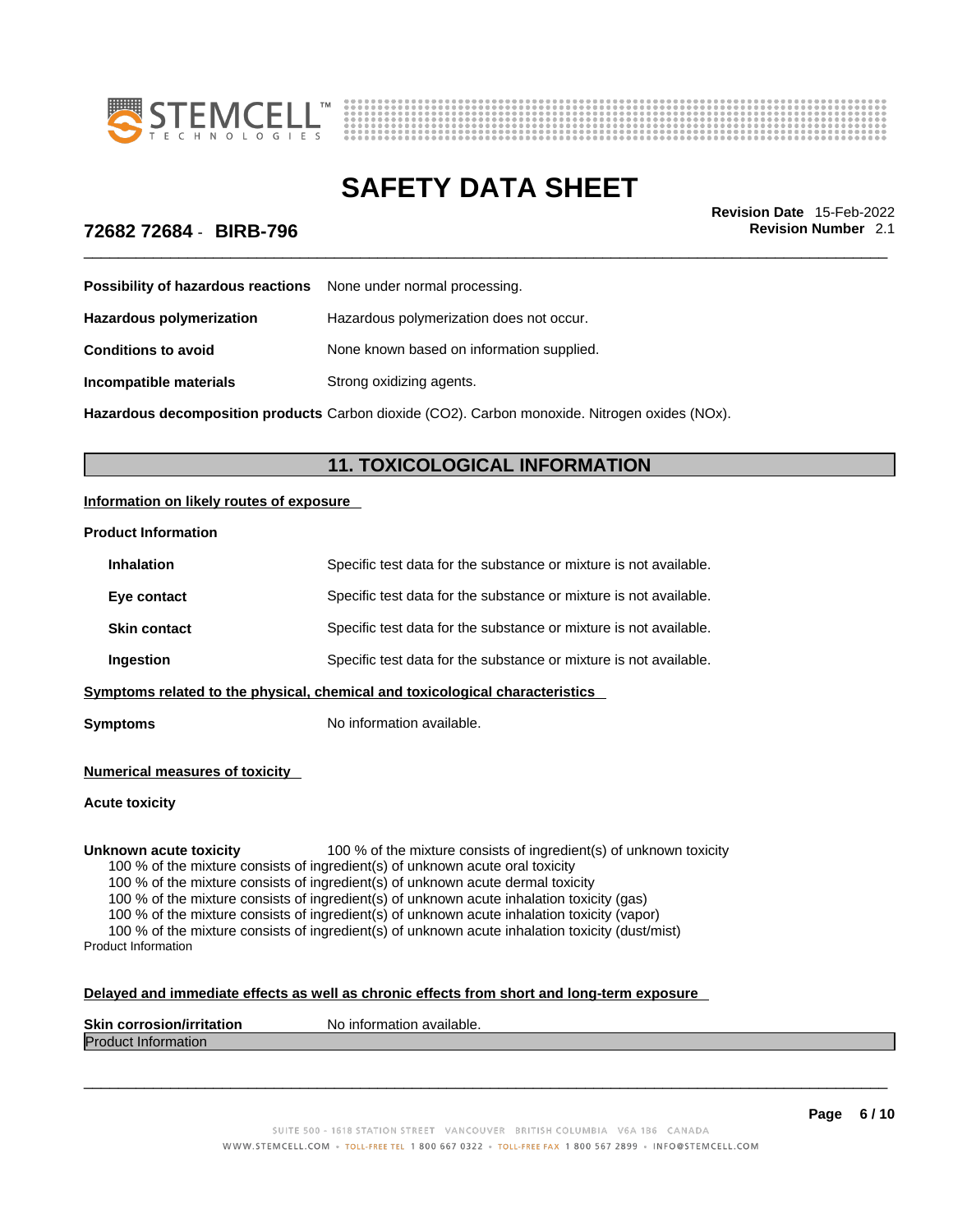**Possibility of hazardous reactions** None under normal processing.

**Hazardous polymerization** Hazardous polymerization does not occur.

**Conditions to avoid** None known based on information supplied.

**Incompatible materials** Strong oxidizing agents.

**Hazardous decomposition products** Carbon dioxide ($CO_2$). Carbon monoxide. Nitrogen oxides (NOx).

## 11. TOXICOLOGICAL INFORMATION

**Information on likely routes of exposure**

**Product Information**

**Inhalation** Specific test data for the substance or mixture is not available.

**Eye contact** Specific test data for the substance or mixture is not available.

**Skin contact** Specific test data for the substance or mixture is not available.

**Ingestion** Specific test data for the substance or mixture is not available.

**Symptoms related to the physical, chemical and toxicological characteristics**

**Symptoms** No information available.

**Numerical measures of toxicity**

**Acute toxicity**

**Unknown acute toxicity** 100 % of the mixture consists of ingredient(s) of unknown toxicity

100 % of the mixture consists of ingredient(s) of unknown acute oral toxicity
100 % of the mixture consists of ingredient(s) of unknown acute dermal toxicity
100 % of the mixture consists of ingredient(s) of unknown acute inhalation toxicity (gas)
100 % of the mixture consists of ingredient(s) of unknown acute inhalation toxicity (vapor)
100 % of the mixture consists of ingredient(s) of unknown acute inhalation toxicity (dust/mist)

Product Information

**Delayed and immediate effects as well as chronic effects from short and long-term exposure**

**Skin corrosion/irritation** No information available.

Product Information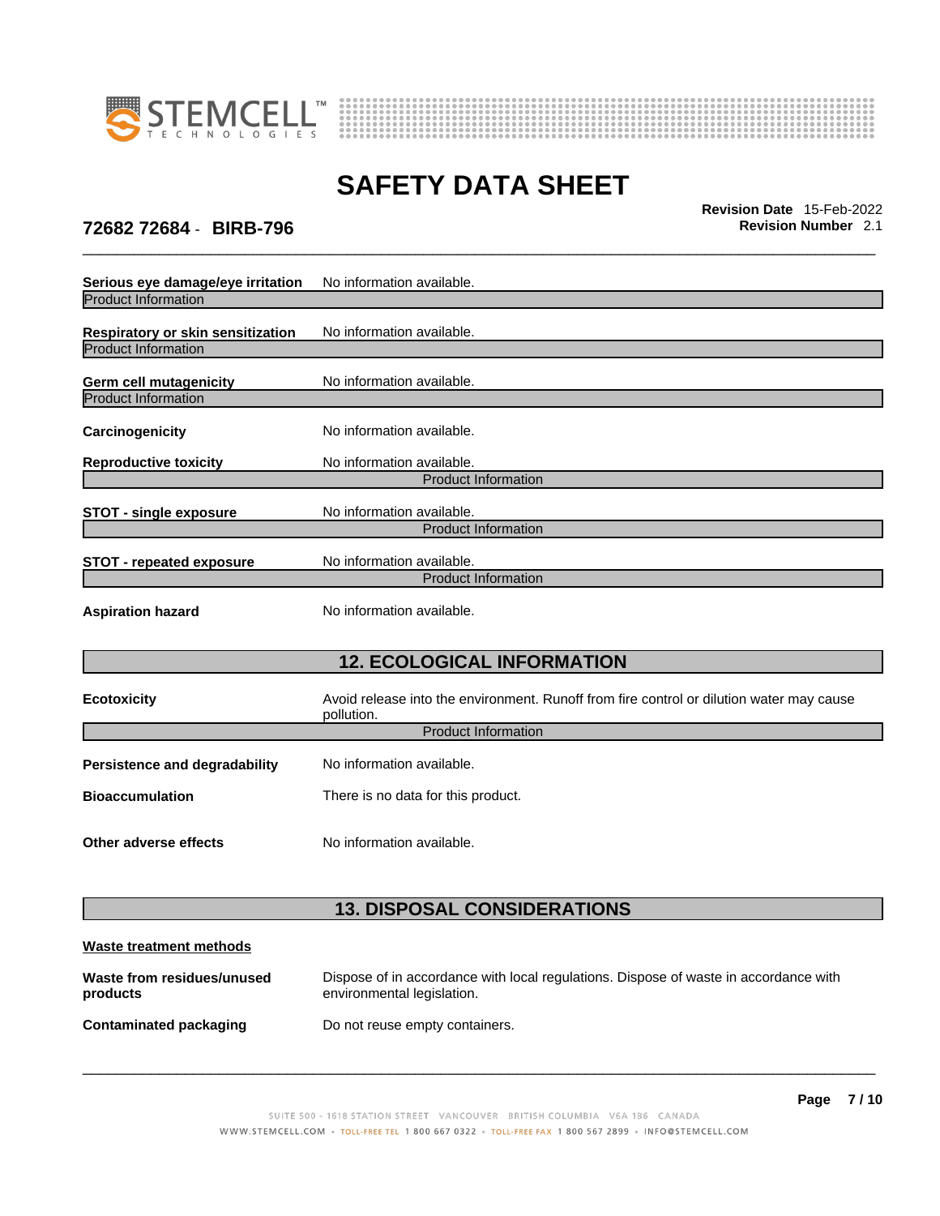**Serious eye damage/eye irritation** No information available.

Product Information

**Respiratory or skin sensitization** No information available.

Product Information

**Germ cell mutagenicity** No information available.

Product Information

**Carcinogenicity** No information available.

**Reproductive toxicity** No information available.

Product Information

**STOT - single exposure** No information available.

Product Information

**STOT - repeated exposure** No information available.

Product Information

**Aspiration hazard** No information available.

## 12. ECOLOGICAL INFORMATION

**Ecotoxicity** Avoid release into the environment. Runoff from fire control or dilution water may cause pollution.

Product Information

**Persistence and degradability** No information available.

**Bioaccumulation** There is no data for this product.

**Other adverse effects** No information available.

## 13. DISPOSAL CONSIDERATIONS

**Waste treatment methods**

**Waste from residues/unused products** Dispose of in accordance with local regulations. Dispose of waste in accordance with environmental legislation.

**Contaminated packaging** Do not reuse empty containers.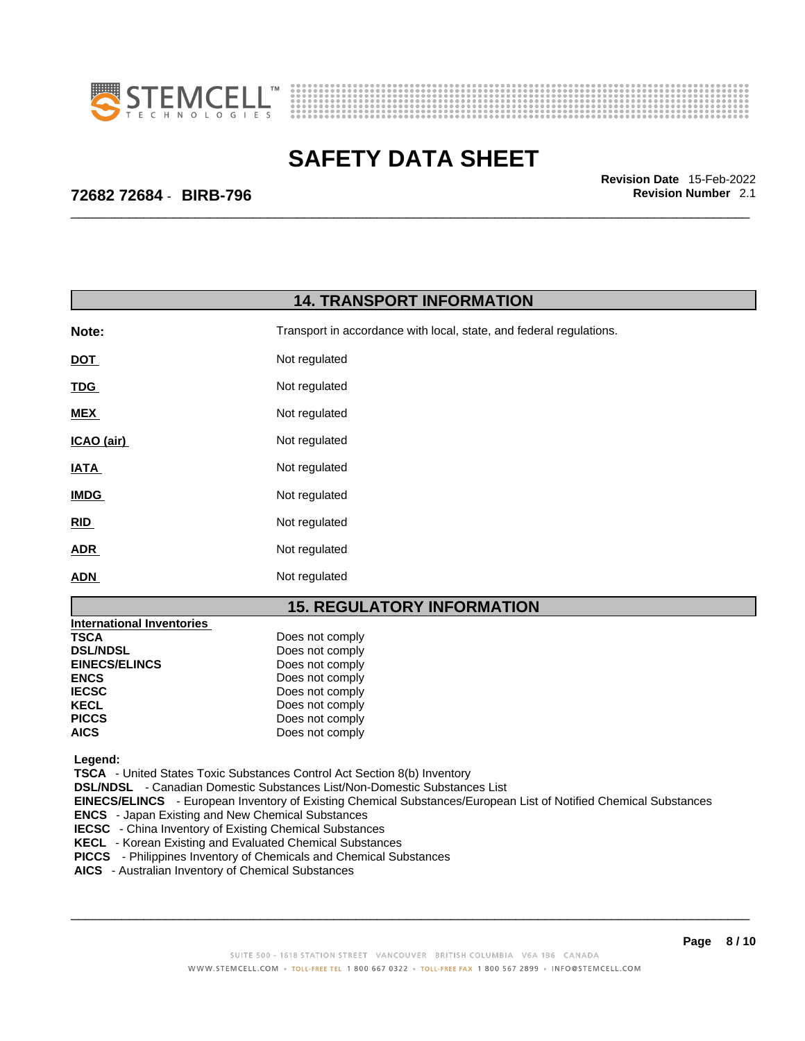## 14. TRANSPORT INFORMATION

| | |
|---|---|
| **Note:** | Transport in accordance with local, state, and federal regulations. |
| **DOT** | Not regulated |
| **TDG** | Not regulated |
| **MEX** | Not regulated |
| **ICAO (air)** | Not regulated |
| **IATA** | Not regulated |
| **IMDG** | Not regulated |
| **RID** | Not regulated |
| **ADR** | Not regulated |
| **ADN** | Not regulated |

## 15. REGULATORY INFORMATION

**International Inventories**

| | |
|---|---|
| **TSCA** | Does not comply |
| **DSL/NDSL** | Does not comply |
| **EINECS/ELINCS** | Does not comply |
| **ENCS** | Does not comply |
| **IECSC** | Does not comply |
| **KECL** | Does not comply |
| **PICCS** | Does not comply |
| **AICS** | Does not comply |

**Legend:**

**TSCA** - United States Toxic Substances Control Act Section 8(b) Inventory
**DSL/NDSL** - Canadian Domestic Substances List/Non-Domestic Substances List
**EINECS/ELINCS** - European Inventory of Existing Chemical Substances/European List of Notified Chemical Substances
**ENCS** - Japan Existing and New Chemical Substances
**IECSC** - China Inventory of Existing Chemical Substances
**KECL** - Korean Existing and Evaluated Chemical Substances
**PICCS** - Philippines Inventory of Chemicals and Chemical Substances
**AICS** - Australian Inventory of Chemical Substances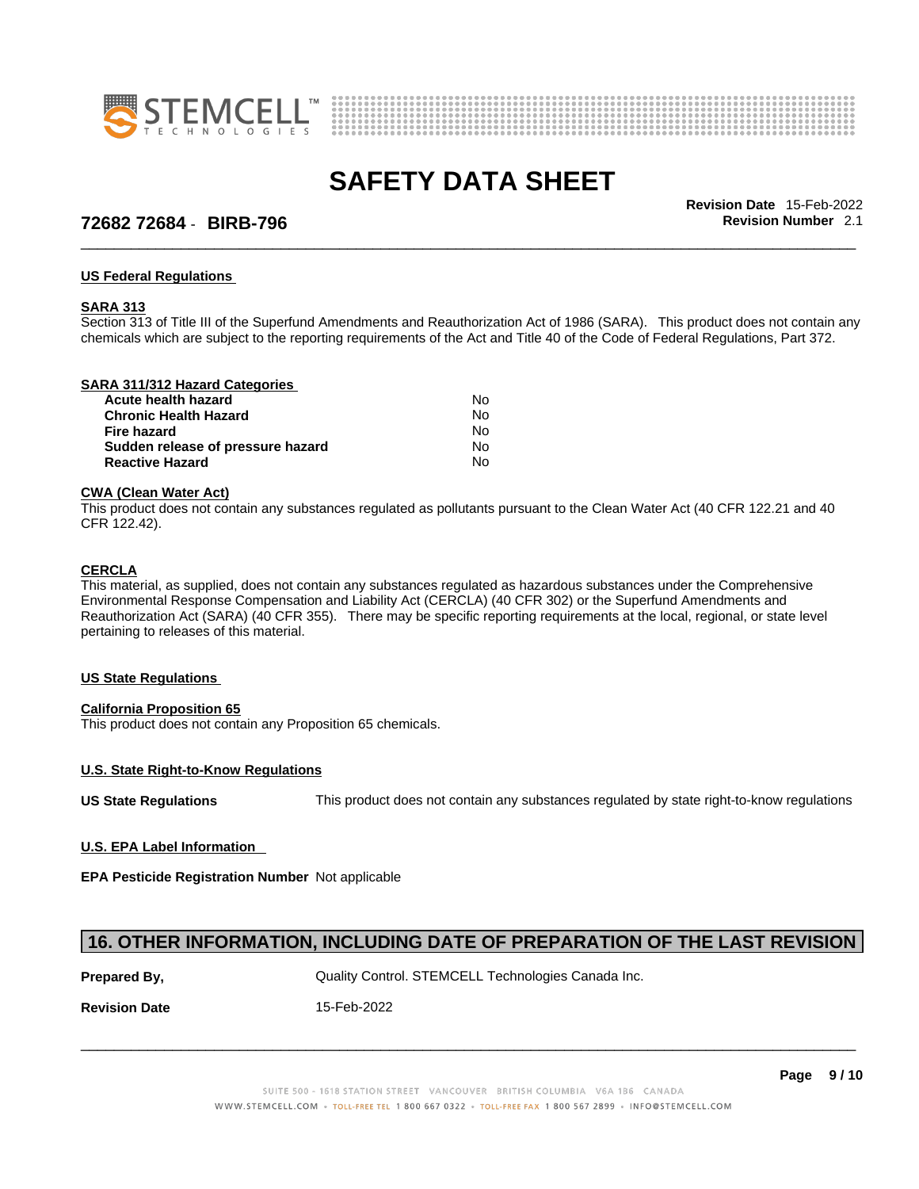#### US Federal Regulations

**SARA 313**

Section 313 of Title III of the Superfund Amendments and Reauthorization Act of 1986 (SARA). This product does not contain any chemicals which are subject to the reporting requirements of the Act and Title 40 of the Code of Federal Regulations, Part 372.

**SARA 311/312 Hazard Categories**

| | |
|---|---|
| **Acute health hazard** | No |
| **Chronic Health Hazard** | No |
| **Fire hazard** | No |
| **Sudden release of pressure hazard** | No |
| **Reactive Hazard** | No |

**CWA (Clean Water Act)**

This product does not contain any substances regulated as pollutants pursuant to the Clean Water Act (40 CFR 122.21 and 40 CFR 122.42).

**CERCLA**

This material, as supplied, does not contain any substances regulated as hazardous substances under the Comprehensive Environmental Response Compensation and Liability Act (CERCLA) (40 CFR 302) or the Superfund Amendments and Reauthorization Act (SARA) (40 CFR 355). There may be specific reporting requirements at the local, regional, or state level pertaining to releases of this material.

#### US State Regulations

**California Proposition 65**

This product does not contain any Proposition 65 chemicals.

**U.S. State Right-to-Know Regulations**

**US State Regulations** This product does not contain any substances regulated by state right-to-know regulations

**U.S. EPA Label Information**

**EPA Pesticide Registration Number** Not applicable

## 16. OTHER INFORMATION, INCLUDING DATE OF PREPARATION OF THE LAST REVISION

**Prepared By,** Quality Control. STEMCELL Technologies Canada Inc.

**Revision Date** 15-Feb-2022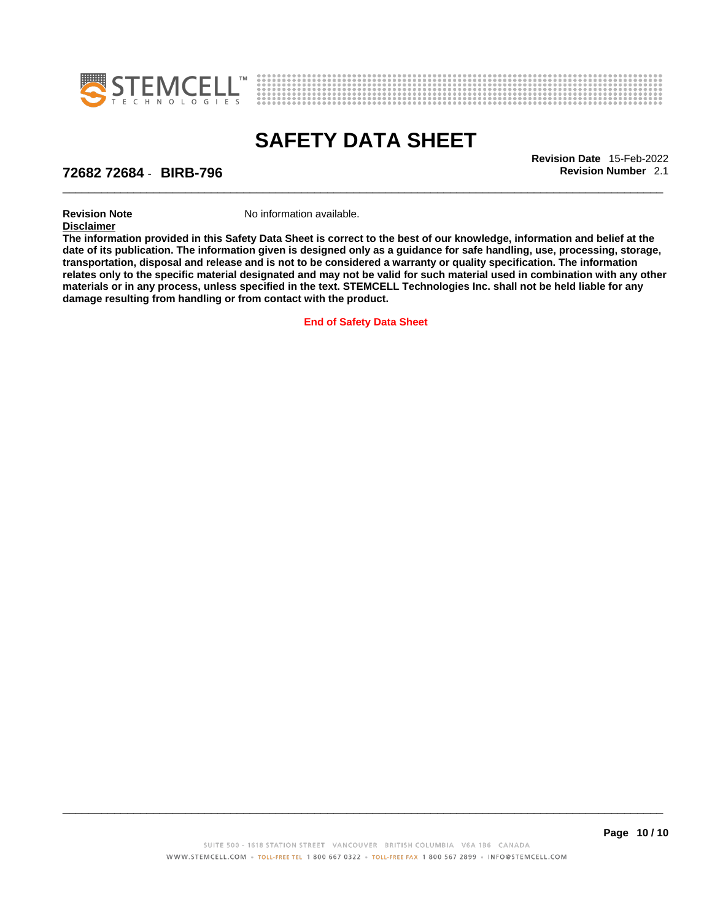**Revision Note** No information available.

**Disclaimer**

**The information provided in this Safety Data Sheet is correct to the best of our knowledge, information and belief at the date of its publication. The information given is designed only as a guidance for safe handling, use, processing, storage, transportation, disposal and release and is not to be considered a warranty or quality specification. The information relates only to the specific material designated and may not be valid for such material used in combination with any other materials or in any process, unless specified in the text. STEMCELL Technologies Inc. shall not be held liable for any damage resulting from handling or from contact with the product.**

**End of Safety Data Sheet**